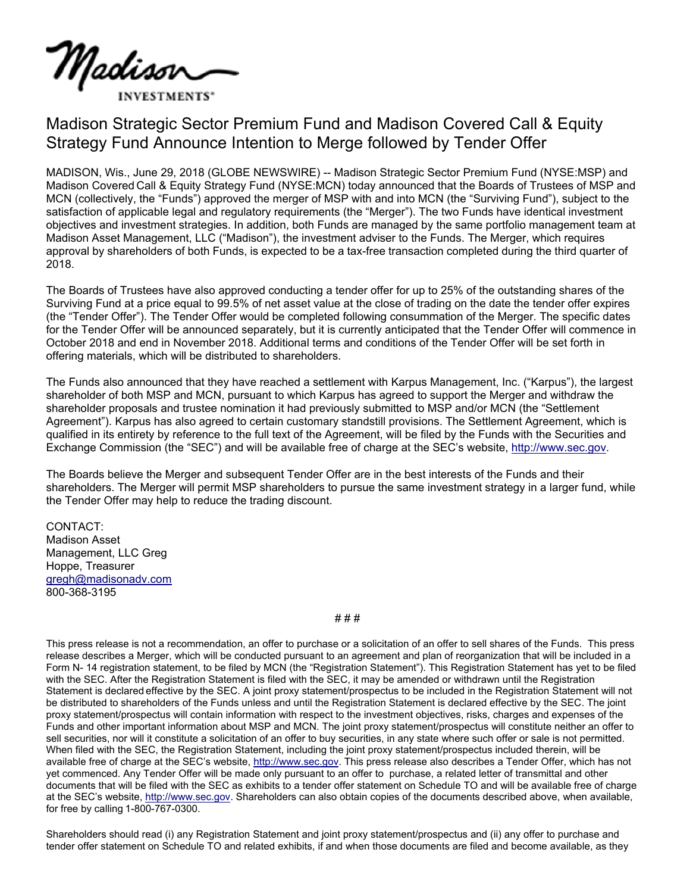Madison INVESTMENTS®

# Madison Strategic Sector Premium Fund and Madison Covered Call & Equity Strategy Fund Announce Intention to Merge followed by Tender Offer

MADISON, Wis., June 29, 2018 (GLOBE NEWSWIRE) -- Madison Strategic Sector Premium Fund (NYSE:MSP) and Madison Covered Call & Equity Strategy Fund (NYSE:MCN) today announced that the Boards of Trustees of MSP and MCN (collectively, the "Funds") approved the merger of MSP with and into MCN (the "Surviving Fund"), subject to the satisfaction of applicable legal and regulatory requirements (the "Merger"). The two Funds have identical investment objectives and investment strategies. In addition, both Funds are managed by the same portfolio management team at Madison Asset Management, LLC ("Madison"), the investment adviser to the Funds. The Merger, which requires approval by shareholders of both Funds, is expected to be a tax-free transaction completed during the third quarter of 2018.

The Boards of Trustees have also approved conducting a tender offer for up to 25% of the outstanding shares of the Surviving Fund at a price equal to 99.5% of net asset value at the close of trading on the date the tender offer expires (the "Tender Offer"). The Tender Offer would be completed following consummation of the Merger. The specific dates for the Tender Offer will be announced separately, but it is currently anticipated that the Tender Offer will commence in October 2018 and end in November 2018. Additional terms and conditions of the Tender Offer will be set forth in offering materials, which will be distributed to shareholders.

The Funds also announced that they have reached a settlement with Karpus Management, Inc. ("Karpus"), the largest shareholder of both MSP and MCN, pursuant to which Karpus has agreed to support the Merger and withdraw the shareholder proposals and trustee nomination it had previously submitted to MSP and/or MCN (the "Settlement Agreement"). Karpus has also agreed to certain customary standstill provisions. The Settlement Agreement, which is qualified in its entirety by reference to the full text of the Agreement, will be filed by the Funds with the Securities and Exchange Commission (the "SEC") and will be available free of charge at the SEC's website, http://www.sec.gov.

The Boards believe the Merger and subsequent Tender Offer are in the best interests of the Funds and their shareholders. The Merger will permit MSP shareholders to pursue the same investment strategy in a larger fund, while the Tender Offer may help to reduce the trading discount.

CONTACT:
Madison Asset
Management, LLC Greg
Hoppe, Treasurer
gregh@madisonadv.com
800-368-3195

# # #

This press release is not a recommendation, an offer to purchase or a solicitation of an offer to sell shares of the Funds. This press release describes a Merger, which will be conducted pursuant to an agreement and plan of reorganization that will be included in a Form N- 14 registration statement, to be filed by MCN (the "Registration Statement"). This Registration Statement has yet to be filed with the SEC. After the Registration Statement is filed with the SEC, it may be amended or withdrawn until the Registration Statement is declared effective by the SEC. A joint proxy statement/prospectus to be included in the Registration Statement will not be distributed to shareholders of the Funds unless and until the Registration Statement is declared effective by the SEC. The joint proxy statement/prospectus will contain information with respect to the investment objectives, risks, charges and expenses of the Funds and other important information about MSP and MCN. The joint proxy statement/prospectus will constitute neither an offer to sell securities, nor will it constitute a solicitation of an offer to buy securities, in any state where such offer or sale is not permitted. When filed with the SEC, the Registration Statement, including the joint proxy statement/prospectus included therein, will be available free of charge at the SEC's website, http://www.sec.gov. This press release also describes a Tender Offer, which has not yet commenced. Any Tender Offer will be made only pursuant to an offer to purchase, a related letter of transmittal and other documents that will be filed with the SEC as exhibits to a tender offer statement on Schedule TO and will be available free of charge at the SEC's website, http://www.sec.gov. Shareholders can also obtain copies of the documents described above, when available, for free by calling 1-800-767-0300.

Shareholders should read (i) any Registration Statement and joint proxy statement/prospectus and (ii) any offer to purchase and tender offer statement on Schedule TO and related exhibits, if and when those documents are filed and become available, as they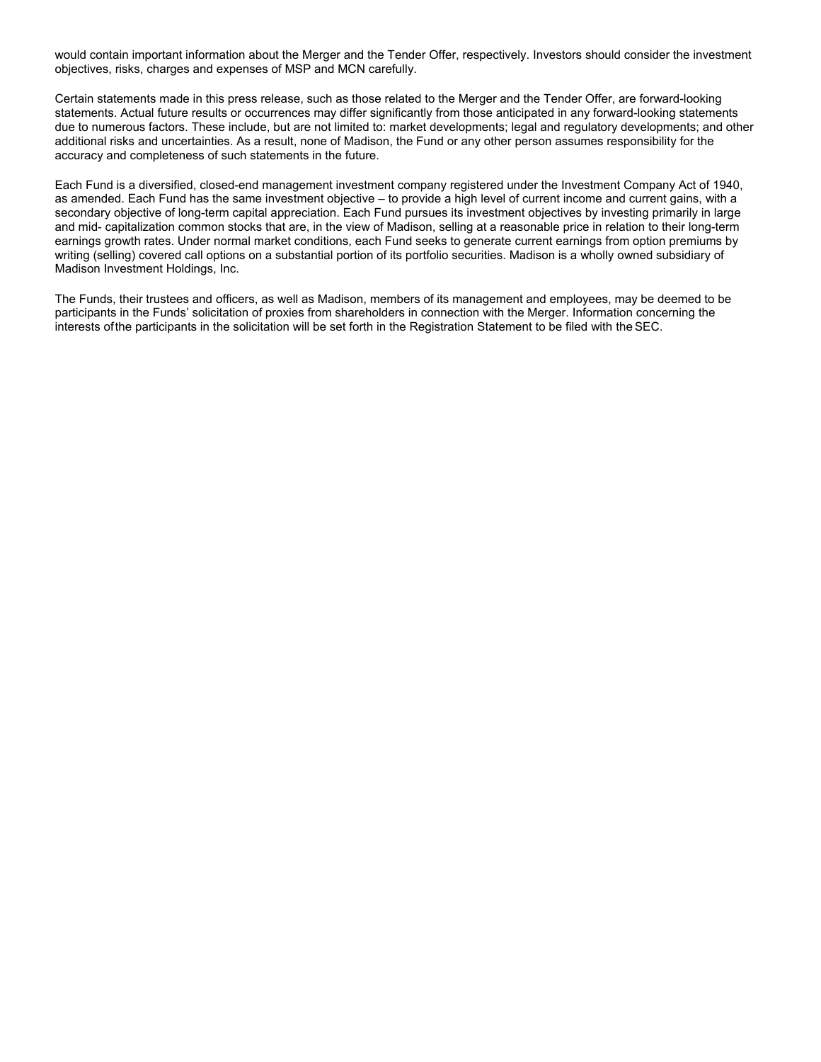would contain important information about the Merger and the Tender Offer, respectively. Investors should consider the investment objectives, risks, charges and expenses of MSP and MCN carefully.

Certain statements made in this press release, such as those related to the Merger and the Tender Offer, are forward-looking statements. Actual future results or occurrences may differ significantly from those anticipated in any forward-looking statements due to numerous factors. These include, but are not limited to: market developments; legal and regulatory developments; and other additional risks and uncertainties. As a result, none of Madison, the Fund or any other person assumes responsibility for the accuracy and completeness of such statements in the future.

Each Fund is a diversified, closed-end management investment company registered under the Investment Company Act of 1940, as amended. Each Fund has the same investment objective – to provide a high level of current income and current gains, with a secondary objective of long-term capital appreciation. Each Fund pursues its investment objectives by investing primarily in large and mid- capitalization common stocks that are, in the view of Madison, selling at a reasonable price in relation to their long-term earnings growth rates. Under normal market conditions, each Fund seeks to generate current earnings from option premiums by writing (selling) covered call options on a substantial portion of its portfolio securities. Madison is a wholly owned subsidiary of Madison Investment Holdings, Inc.

The Funds, their trustees and officers, as well as Madison, members of its management and employees, may be deemed to be participants in the Funds' solicitation of proxies from shareholders in connection with the Merger. Information concerning the interests of the participants in the solicitation will be set forth in the Registration Statement to be filed with the SEC.